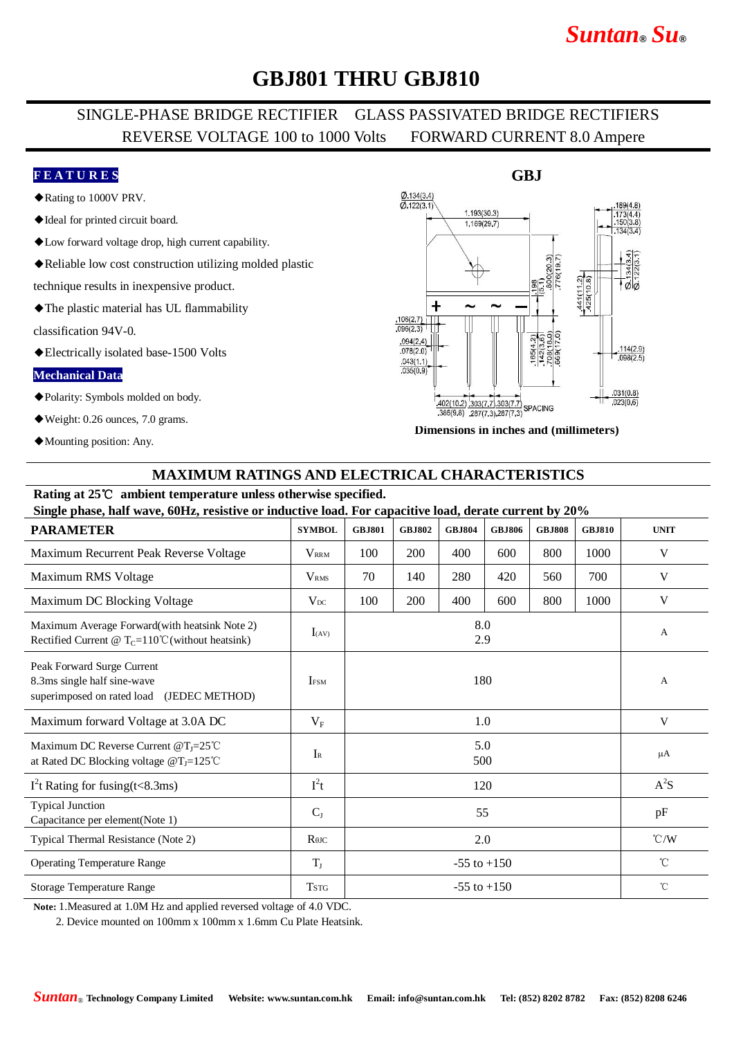# GBJ801 THRU GBJ810

## SINGLE-PHASE BRIDGE RECTIFIER GLASS PASSIVATED BRIDGE RECTIFIERS
## REVERSE VOLTAGE 100 to 1000 Volts FORWARD CURRENT 8.0 Ampere

### FEATURES

- ◆Rating to 1000V PRV.
- ◆Ideal for printed circuit board.
- ◆Low forward voltage drop, high current capability.
- ◆Reliable low cost construction utilizing molded plastic technique results in inexpensive product.
- ◆The plastic material has UL flammability classification 94V-0.
- ◆Electrically isolated base-1500 Volts

### Mechanical Data

- ◆Polarity: Symbols molded on body.
- ◆Weight: 0.26 ounces, 7.0 grams.
- ◆Mounting position: Any.

**GBJ**

Dimensions in inches and (millimeters)

## MAXIMUM RATINGS AND ELECTRICAL CHARACTERISTICS

**Rating at 25℃ ambient temperature unless otherwise specified.**
**Single phase, half wave, 60Hz, resistive or inductive load. For capacitive load, derate current by 20%**

| PARAMETER | SYMBOL | GBJ801 | GBJ802 | GBJ804 | GBJ806 | GBJ808 | GBJ810 | UNIT |
|---|---|---|---|---|---|---|---|---|
| Maximum Recurrent Peak Reverse Voltage | $V_{RRM}$ | 100 | 200 | 400 | 600 | 800 | 1000 | V |
| Maximum RMS Voltage | $V_{RMS}$ | 70 | 140 | 280 | 420 | 560 | 700 | V |
| Maximum DC Blocking Voltage | $V_{DC}$ | 100 | 200 | 400 | 600 | 800 | 1000 | V |
| Maximum Average Forward(with heatsink Note 2) Rectified Current @ $T_C$=110℃(without heatsink) | $I_{(AV)}$ | 8.0<br>2.9 | | | | | | A |
| Peak Forward Surge Current 8.3ms single half sine-wave superimposed on rated load (JEDEC METHOD) | $I_{FSM}$ | 180 | | | | | | A |
| Maximum forward Voltage at 3.0A DC | $V_F$ | 1.0 | | | | | | V |
| Maximum DC Reverse Current @$T_J$=25℃ at Rated DC Blocking voltage @$T_J$=125℃ | $I_R$ | 5.0<br>500 | | | | | | μA |
| $I^2t$ Rating for fusing(t<8.3ms) | $I^2t$ | 120 | | | | | | $A^2S$ |
| Typical Junction Capacitance per element(Note 1) | $C_J$ | 55 | | | | | | pF |
| Typical Thermal Resistance (Note 2) | $R_{θJC}$ | 2.0 | | | | | | ℃/W |
| Operating Temperature Range | $T_J$ | -55 to +150 | | | | | | ℃ |
| Storage Temperature Range | $T_{STG}$ | -55 to +150 | | | | | | ℃ |

**Note:** 1.Measured at 1.0M Hz and applied reversed voltage of 4.0 VDC.

2. Device mounted on 100mm x 100mm x 1.6mm Cu Plate Heatsink.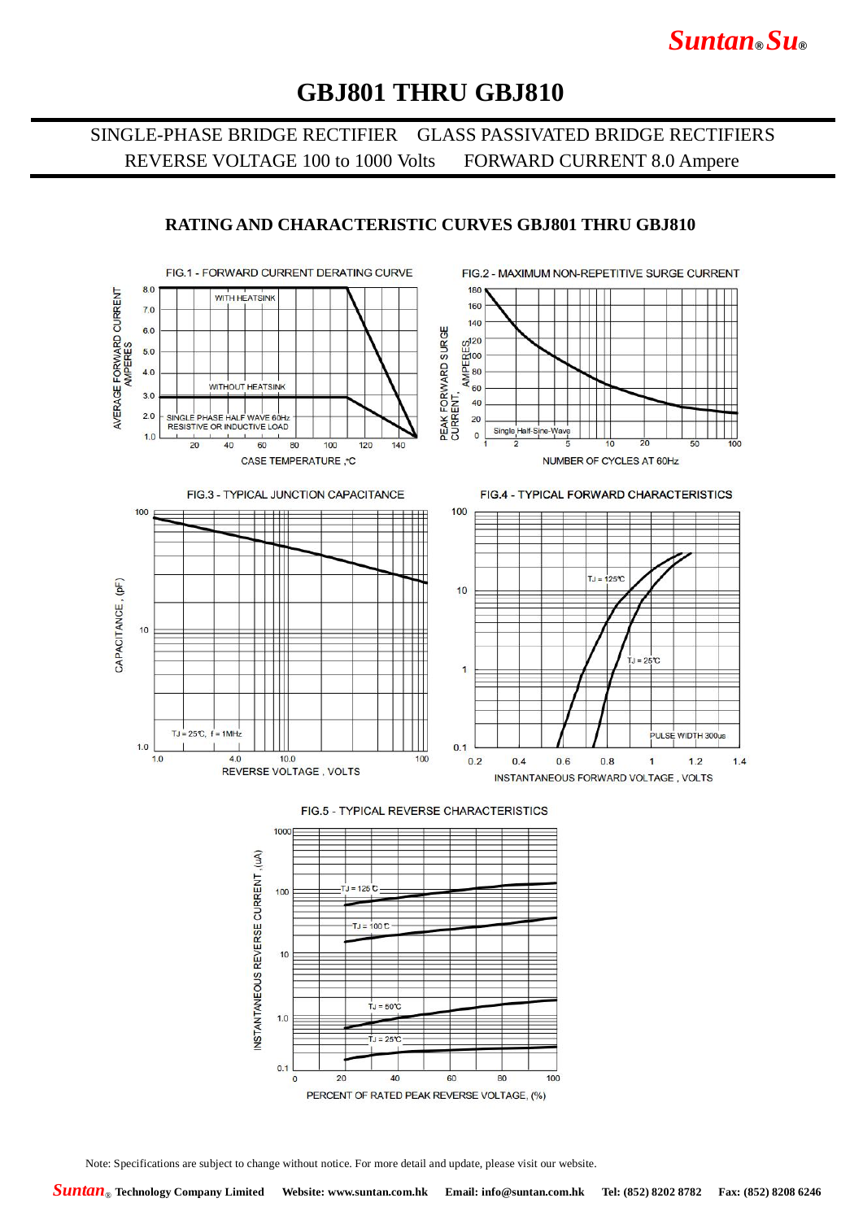Suntan® Su®

# GBJ801 THRU GBJ810

SINGLE-PHASE BRIDGE RECTIFIER GLASS PASSIVATED BRIDGE RECTIFIERS
REVERSE VOLTAGE 100 to 1000 Volts FORWARD CURRENT 8.0 Ampere

## RATING AND CHARACTERISTIC CURVES GBJ801 THRU GBJ810

FIG.1 - FORWARD CURRENT DERATING CURVE

AVERAGE FORWARD CURRENT AMPERES

8.0
7.0
6.0
5.0
4.0
3.0
2.0
1.0

WITH HEATSINK

WITHOUT HEATSINK

SINGLE PHASE HALF WAVE 60Hz
RESISTIVE OR INDUCTIVE LOAD

20 40 60 80 100 120 140

CASE TEMPERATURE ,℃

FIG.2 - MAXIMUM NON-REPETITIVE SURGE CURRENT

PEAK FORWARD SURGE CURRENT, AMPERES

180
160
140
120
100
80
60
40
20
0

Single Half-Sine-Wave

1 2 5 10 20 50 100

NUMBER OF CYCLES AT 60Hz

FIG.3 - TYPICAL JUNCTION CAPACITANCE

CAPACITANCE , (pF)

100
10
1.0

TJ = 25℃, f = 1MHz

1.0 4.0 10.0 100

REVERSE VOLTAGE , VOLTS

FIG.4 - TYPICAL FORWARD CHARACTERISTICS

100
10
1
0.1

TJ = 125℃

TJ = 25℃

PULSE WIDTH 300us

0.2 0.4 0.6 0.8 1 1.2 1.4

INSTANTANEOUS FORWARD VOLTAGE , VOLTS

FIG.5 - TYPICAL REVERSE CHARACTERISTICS

INSTANTANEOUS REVERSE CURRENT ,(uA)

1000
100
10
1.0
0.1

TJ = 125 ℃

TJ = 100 ℃

TJ = 50℃

TJ = 25℃

0 20 40 60 80 100

PERCENT OF RATED PEAK REVERSE VOLTAGE, (%)

Note: Specifications are subject to change without notice. For more detail and update, please visit our website.

Suntan® Technology Company Limited Website: www.suntan.com.hk Email: info@suntan.com.hk Tel: (852) 8202 8782 Fax: (852) 8208 6246